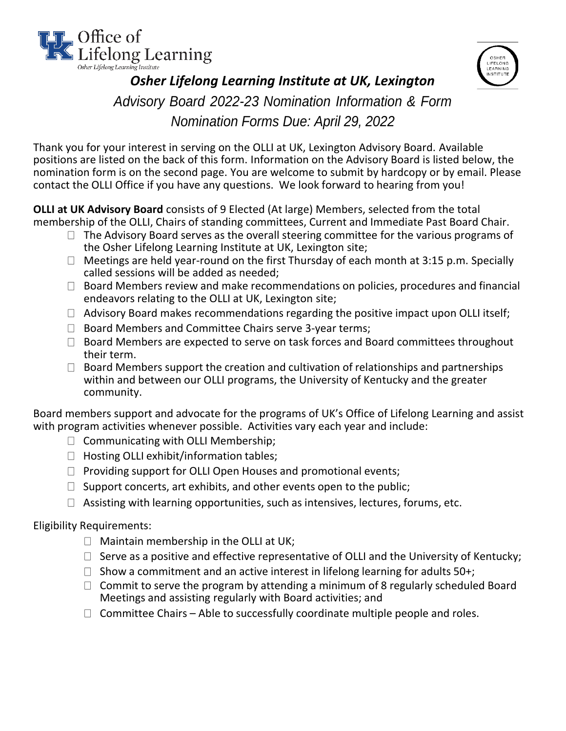# Osher Lifelong Learning Institute at UK, Lexington

## *Advisory Board 2022-23 Nomination Information & Form*

## *Nomination Forms Due: April 29, 2022*

Thank you for your interest in serving on the OLLI at UK, Lexington Advisory Board. Available positions are listed on the back of this form. Information on the Advisory Board is listed below, the nomination form is on the second page. You are welcome to submit by hardcopy or by email. Please contact the OLLI Office if you have any questions. We look forward to hearing from you!

**OLLI at UK Advisory Board** consists of 9 Elected (At large) Members, selected from the total membership of the OLLI, Chairs of standing committees, Current and Immediate Past Board Chair.

- The Advisory Board serves as the overall steering committee for the various programs of the Osher Lifelong Learning Institute at UK, Lexington site;
- Meetings are held year-round on the first Thursday of each month at 3:15 p.m. Specially called sessions will be added as needed;
- Board Members review and make recommendations on policies, procedures and financial endeavors relating to the OLLI at UK, Lexington site;
- Advisory Board makes recommendations regarding the positive impact upon OLLI itself;
- Board Members and Committee Chairs serve 3-year terms;
- Board Members are expected to serve on task forces and Board committees throughout their term.
- Board Members support the creation and cultivation of relationships and partnerships within and between our OLLI programs, the University of Kentucky and the greater community.

Board members support and advocate for the programs of UK's Office of Lifelong Learning and assist with program activities whenever possible. Activities vary each year and include:

- Communicating with OLLI Membership;
- Hosting OLLI exhibit/information tables;
- Providing support for OLLI Open Houses and promotional events;
- Support concerts, art exhibits, and other events open to the public;
- Assisting with learning opportunities, such as intensives, lectures, forums, etc.

Eligibility Requirements:

- Maintain membership in the OLLI at UK;
- Serve as a positive and effective representative of OLLI and the University of Kentucky;
- Show a commitment and an active interest in lifelong learning for adults 50+;
- Commit to serve the program by attending a minimum of 8 regularly scheduled Board Meetings and assisting regularly with Board activities; and
- Committee Chairs – Able to successfully coordinate multiple people and roles.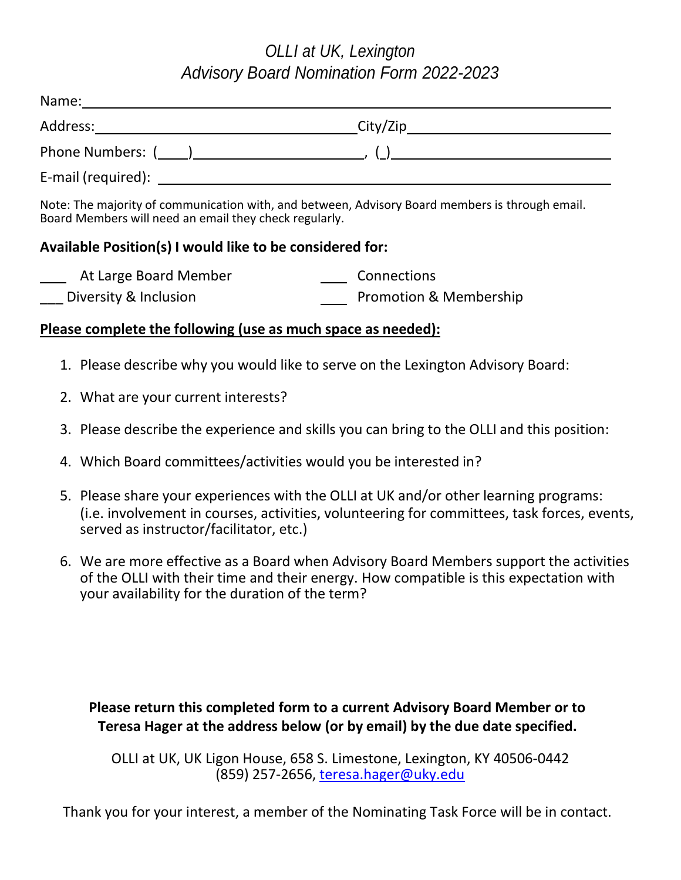# *OLLI at UK, Lexington*
# *Advisory Board Nomination Form 2022-2023*

Name: ______________________________________________________________________

Address: ______________________________ City/Zip ______________________________

Phone Numbers: (____) ______________________, (_) ______________________________

E-mail (required): ______________________________________________________________

Note: The majority of communication with, and between, Advisory Board members is through email. Board Members will need an email they check regularly.

**Available Position(s) I would like to be considered for:**

____ At Large Board Member

___ Diversity & Inclusion

____ Connections

____ Promotion & Membership

**Please complete the following (use as much space as needed):**

1. Please describe why you would like to serve on the Lexington Advisory Board:
2. What are your current interests?
3. Please describe the experience and skills you can bring to the OLLI and this position:
4. Which Board committees/activities would you be interested in?
5. Please share your experiences with the OLLI at UK and/or other learning programs: (i.e. involvement in courses, activities, volunteering for committees, task forces, events, served as instructor/facilitator, etc.)
6. We are more effective as a Board when Advisory Board Members support the activities of the OLLI with their time and their energy. How compatible is this expectation with your availability for the duration of the term?

**Please return this completed form to a current Advisory Board Member or to Teresa Hager at the address below (or by email) by the due date specified.**

OLLI at UK, UK Ligon House, 658 S. Limestone, Lexington, KY 40506-0442
(859) 257-2656, teresa.hager@uky.edu

Thank you for your interest, a member of the Nominating Task Force will be in contact.